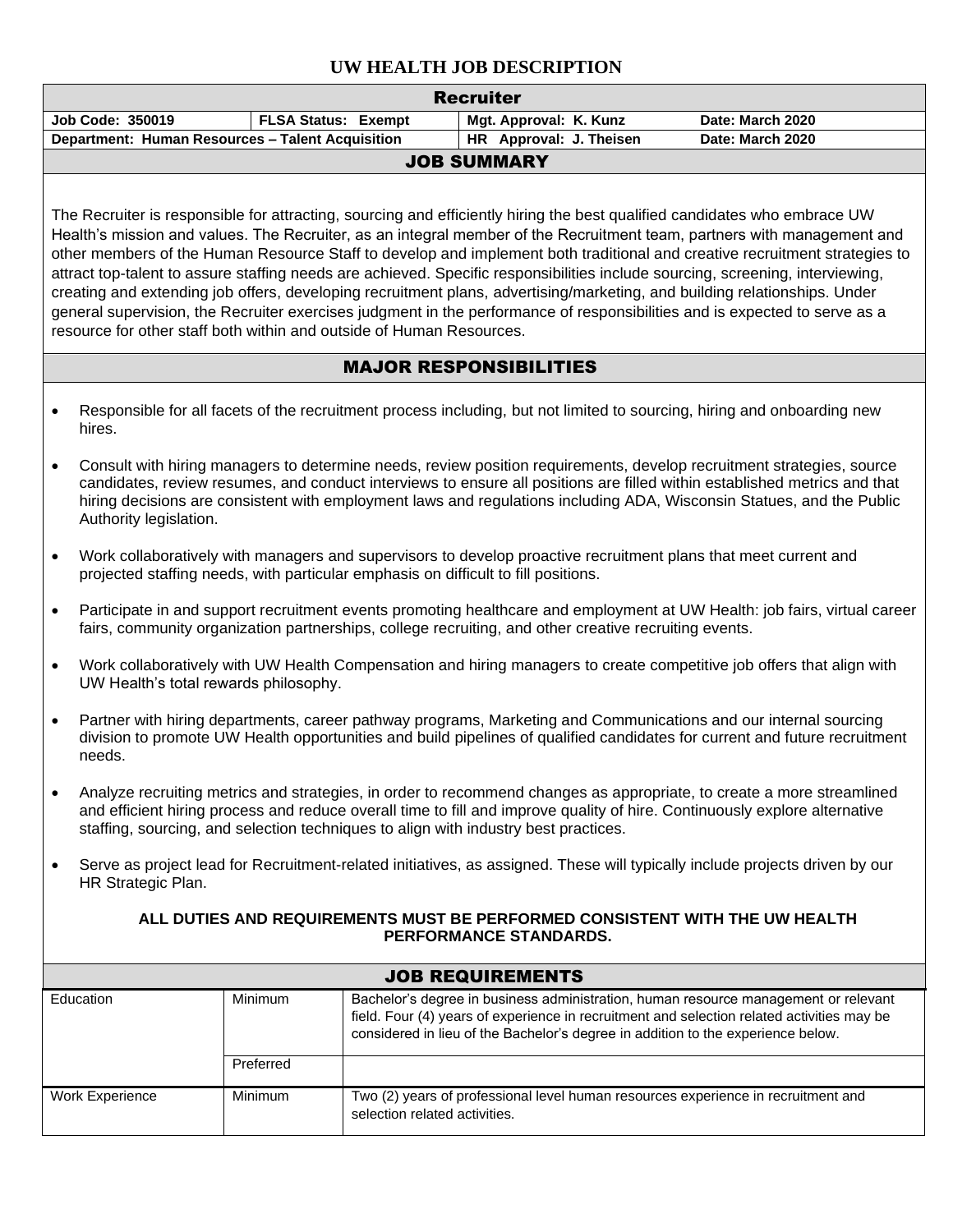# UW HEALTH JOB DESCRIPTION

| Recruiter | | | |
|---|---|---|---|
| **Job Code: 350019** | **FLSA Status: Exempt** | **Mgt. Approval: K. Kunz** | **Date: March 2020** |
| **Department: Human Resources – Talent Acquisition** | | **HR Approval: J. Theisen** | **Date: March 2020** |

## JOB SUMMARY

The Recruiter is responsible for attracting, sourcing and efficiently hiring the best qualified candidates who embrace UW Health's mission and values. The Recruiter, as an integral member of the Recruitment team, partners with management and other members of the Human Resource Staff to develop and implement both traditional and creative recruitment strategies to attract top-talent to assure staffing needs are achieved. Specific responsibilities include sourcing, screening, interviewing, creating and extending job offers, developing recruitment plans, advertising/marketing, and building relationships. Under general supervision, the Recruiter exercises judgment in the performance of responsibilities and is expected to serve as a resource for other staff both within and outside of Human Resources.

## MAJOR RESPONSIBILITIES

- Responsible for all facets of the recruitment process including, but not limited to sourcing, hiring and onboarding new hires.
- Consult with hiring managers to determine needs, review position requirements, develop recruitment strategies, source candidates, review resumes, and conduct interviews to ensure all positions are filled within established metrics and that hiring decisions are consistent with employment laws and regulations including ADA, Wisconsin Statues, and the Public Authority legislation.
- Work collaboratively with managers and supervisors to develop proactive recruitment plans that meet current and projected staffing needs, with particular emphasis on difficult to fill positions.
- Participate in and support recruitment events promoting healthcare and employment at UW Health: job fairs, virtual career fairs, community organization partnerships, college recruiting, and other creative recruiting events.
- Work collaboratively with UW Health Compensation and hiring managers to create competitive job offers that align with UW Health's total rewards philosophy.
- Partner with hiring departments, career pathway programs, Marketing and Communications and our internal sourcing division to promote UW Health opportunities and build pipelines of qualified candidates for current and future recruitment needs.
- Analyze recruiting metrics and strategies, in order to recommend changes as appropriate, to create a more streamlined and efficient hiring process and reduce overall time to fill and improve quality of hire. Continuously explore alternative staffing, sourcing, and selection techniques to align with industry best practices.
- Serve as project lead for Recruitment-related initiatives, as assigned. These will typically include projects driven by our HR Strategic Plan.

**ALL DUTIES AND REQUIREMENTS MUST BE PERFORMED CONSISTENT WITH THE UW HEALTH PERFORMANCE STANDARDS.**

## JOB REQUIREMENTS

| | | |
|---|---|---|
| Education | Minimum | Bachelor's degree in business administration, human resource management or relevant field. Four (4) years of experience in recruitment and selection related activities may be considered in lieu of the Bachelor's degree in addition to the experience below. |
| | Preferred | |
| Work Experience | Minimum | Two (2) years of professional level human resources experience in recruitment and selection related activities. |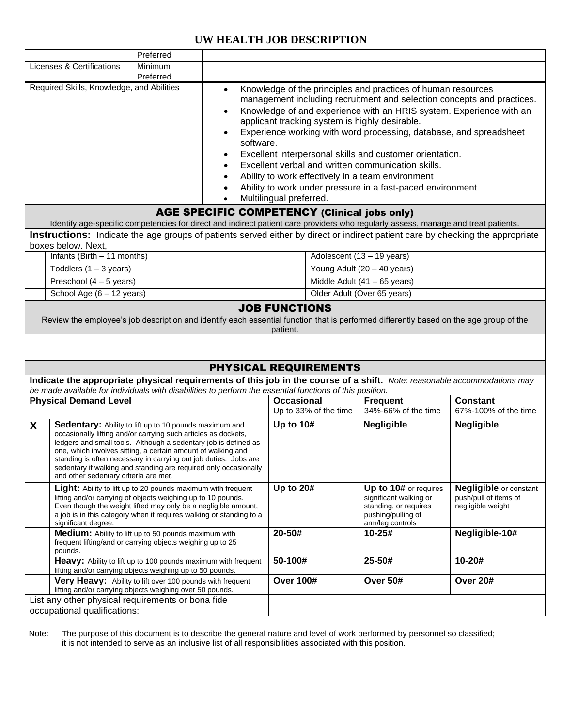# UW HEALTH JOB DESCRIPTION

| | | |
|---|---|---|
| | Preferred | |
| Licenses & Certifications | Minimum | |
| | Preferred | |
| Required Skills, Knowledge, and Abilities | | • Knowledge of the principles and practices of human resources management including recruitment and selection concepts and practices.<br>• Knowledge of and experience with an HRIS system. Experience with an applicant tracking system is highly desirable.<br>• Experience working with word processing, database, and spreadsheet software.<br>• Excellent interpersonal skills and customer orientation.<br>• Excellent verbal and written communication skills.<br>• Ability to work effectively in a team environment<br>• Ability to work under pressure in a fast-paced environment<br>• Multilingual preferred. |

## AGE SPECIFIC COMPETENCY (Clinical jobs only)

Identify age-specific competencies for direct and indirect patient care providers who regularly assess, manage and treat patients.

**Instructions:** Indicate the age groups of patients served either by direct or indirect patient care by checking the appropriate boxes below. Next,

| | | | |
|---|---|---|---|
| | Infants (Birth – 11 months) | | Adolescent (13 – 19 years) |
| | Toddlers (1 – 3 years) | | Young Adult (20 – 40 years) |
| | Preschool (4 – 5 years) | | Middle Adult (41 – 65 years) |
| | School Age (6 – 12 years) | | Older Adult (Over 65 years) |

## JOB FUNCTIONS

Review the employee's job description and identify each essential function that is performed differently based on the age group of the patient.

## PHYSICAL REQUIREMENTS

**Indicate the appropriate physical requirements of this job in the course of a shift.** *Note: reasonable accommodations may be made available for individuals with disabilities to perform the essential functions of this position.*

| | Physical Demand Level | Occasional<br>Up to 33% of the time | Frequent<br>34%-66% of the time | Constant<br>67%-100% of the time |
|---|---|---|---|---|
| **X** | **Sedentary:** Ability to lift up to 10 pounds maximum and occasionally lifting and/or carrying such articles as dockets, ledgers and small tools. Although a sedentary job is defined as one, which involves sitting, a certain amount of walking and standing is often necessary in carrying out job duties. Jobs are sedentary if walking and standing are required only occasionally and other sedentary criteria are met. | **Up to 10#** | **Negligible** | **Negligible** |
| | **Light:** Ability to lift up to 20 pounds maximum with frequent lifting and/or carrying of objects weighing up to 10 pounds. Even though the weight lifted may only be a negligible amount, a job is in this category when it requires walking or standing to a significant degree. | **Up to 20#** | **Up to 10#** or requires significant walking or standing, or requires pushing/pulling of arm/leg controls | **Negligible** or constant push/pull of items of negligible weight |
| | **Medium:** Ability to lift up to 50 pounds maximum with frequent lifting/and or carrying objects weighing up to 25 pounds. | **20-50#** | **10-25#** | **Negligible-10#** |
| | **Heavy:** Ability to lift up to 100 pounds maximum with frequent lifting and/or carrying objects weighing up to 50 pounds. | **50-100#** | **25-50#** | **10-20#** |
| | **Very Heavy:** Ability to lift over 100 pounds with frequent lifting and/or carrying objects weighing over 50 pounds. | **Over 100#** | **Over 50#** | **Over 20#** |
| List any other physical requirements or bona fide occupational qualifications: | | | | |

Note: The purpose of this document is to describe the general nature and level of work performed by personnel so classified; it is not intended to serve as an inclusive list of all responsibilities associated with this position.